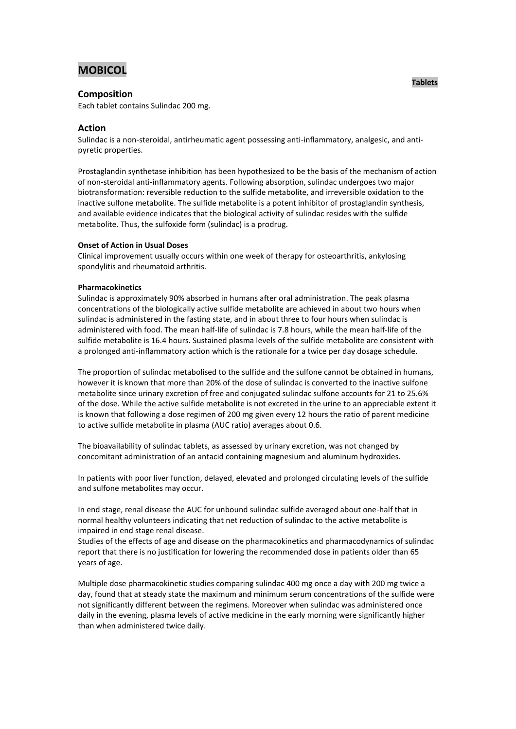# MOBICOL

**Tablets**

## Composition

Each tablet contains Sulindac 200 mg.

## Action

Sulindac is a non-steroidal, antirheumatic agent possessing anti-inflammatory, analgesic, and anti-pyretic properties.

Prostaglandin synthetase inhibition has been hypothesized to be the basis of the mechanism of action of non-steroidal anti-inflammatory agents. Following absorption, sulindac undergoes two major biotransformation: reversible reduction to the sulfide metabolite, and irreversible oxidation to the inactive sulfone metabolite. The sulfide metabolite is a potent inhibitor of prostaglandin synthesis, and available evidence indicates that the biological activity of sulindac resides with the sulfide metabolite. Thus, the sulfoxide form (sulindac) is a prodrug.

**Onset of Action in Usual Doses**

Clinical improvement usually occurs within one week of therapy for osteoarthritis, ankylosing spondylitis and rheumatoid arthritis.

**Pharmacokinetics**

Sulindac is approximately 90% absorbed in humans after oral administration. The peak plasma concentrations of the biologically active sulfide metabolite are achieved in about two hours when sulindac is administered in the fasting state, and in about three to four hours when sulindac is administered with food. The mean half-life of sulindac is 7.8 hours, while the mean half-life of the sulfide metabolite is 16.4 hours. Sustained plasma levels of the sulfide metabolite are consistent with a prolonged anti-inflammatory action which is the rationale for a twice per day dosage schedule.

The proportion of sulindac metabolised to the sulfide and the sulfone cannot be obtained in humans, however it is known that more than 20% of the dose of sulindac is converted to the inactive sulfone metabolite since urinary excretion of free and conjugated sulindac sulfone accounts for 21 to 25.6% of the dose. While the active sulfide metabolite is not excreted in the urine to an appreciable extent it is known that following a dose regimen of 200 mg given every 12 hours the ratio of parent medicine to active sulfide metabolite in plasma (AUC ratio) averages about 0.6.

The bioavailability of sulindac tablets, as assessed by urinary excretion, was not changed by concomitant administration of an antacid containing magnesium and aluminum hydroxides.

In patients with poor liver function, delayed, elevated and prolonged circulating levels of the sulfide and sulfone metabolites may occur.

In end stage, renal disease the AUC for unbound sulindac sulfide averaged about one-half that in normal healthy volunteers indicating that net reduction of sulindac to the active metabolite is impaired in end stage renal disease.
Studies of the effects of age and disease on the pharmacokinetics and pharmacodynamics of sulindac report that there is no justification for lowering the recommended dose in patients older than 65 years of age.

Multiple dose pharmacokinetic studies comparing sulindac 400 mg once a day with 200 mg twice a day, found that at steady state the maximum and minimum serum concentrations of the sulfide were not significantly different between the regimens. Moreover when sulindac was administered once daily in the evening, plasma levels of active medicine in the early morning were significantly higher than when administered twice daily.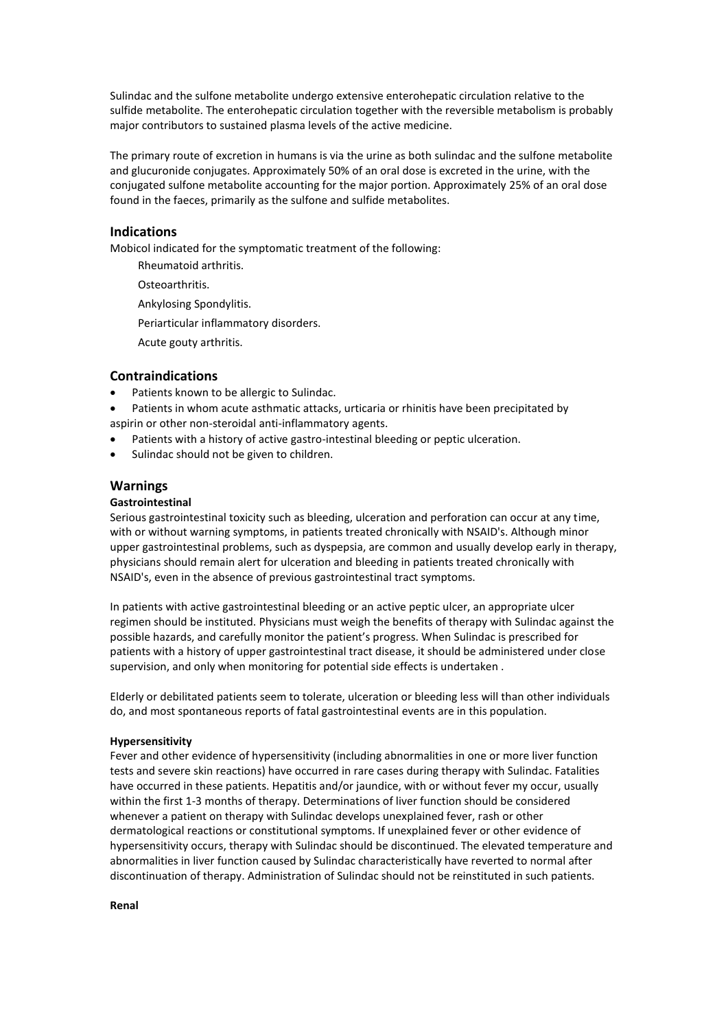Sulindac and the sulfone metabolite undergo extensive enterohepatic circulation relative to the sulfide metabolite. The enterohepatic circulation together with the reversible metabolism is probably major contributors to sustained plasma levels of the active medicine.

The primary route of excretion in humans is via the urine as both sulindac and the sulfone metabolite and glucuronide conjugates. Approximately 50% of an oral dose is excreted in the urine, with the conjugated sulfone metabolite accounting for the major portion. Approximately 25% of an oral dose found in the faeces, primarily as the sulfone and sulfide metabolites.

## Indications

Mobicol indicated for the symptomatic treatment of the following:

- Rheumatoid arthritis.
- Osteoarthritis.
- Ankylosing Spondylitis.
- Periarticular inflammatory disorders.
- Acute gouty arthritis.

## Contraindications

- Patients known to be allergic to Sulindac.
- Patients in whom acute asthmatic attacks, urticaria or rhinitis have been precipitated by aspirin or other non-steroidal anti-inflammatory agents.
- Patients with a history of active gastro-intestinal bleeding or peptic ulceration.
- Sulindac should not be given to children.

## Warnings

### Gastrointestinal

Serious gastrointestinal toxicity such as bleeding, ulceration and perforation can occur at any time, with or without warning symptoms, in patients treated chronically with NSAID's. Although minor upper gastrointestinal problems, such as dyspepsia, are common and usually develop early in therapy, physicians should remain alert for ulceration and bleeding in patients treated chronically with NSAID's, even in the absence of previous gastrointestinal tract symptoms.

In patients with active gastrointestinal bleeding or an active peptic ulcer, an appropriate ulcer regimen should be instituted. Physicians must weigh the benefits of therapy with Sulindac against the possible hazards, and carefully monitor the patient's progress. When Sulindac is prescribed for patients with a history of upper gastrointestinal tract disease, it should be administered under close supervision, and only when monitoring for potential side effects is undertaken .

Elderly or debilitated patients seem to tolerate, ulceration or bleeding less will than other individuals do, and most spontaneous reports of fatal gastrointestinal events are in this population.

### Hypersensitivity

Fever and other evidence of hypersensitivity (including abnormalities in one or more liver function tests and severe skin reactions) have occurred in rare cases during therapy with Sulindac. Fatalities have occurred in these patients. Hepatitis and/or jaundice, with or without fever my occur, usually within the first 1-3 months of therapy. Determinations of liver function should be considered whenever a patient on therapy with Sulindac develops unexplained fever, rash or other dermatological reactions or constitutional symptoms. If unexplained fever or other evidence of hypersensitivity occurs, therapy with Sulindac should be discontinued. The elevated temperature and abnormalities in liver function caused by Sulindac characteristically have reverted to normal after discontinuation of therapy. Administration of Sulindac should not be reinstituted in such patients.

### Renal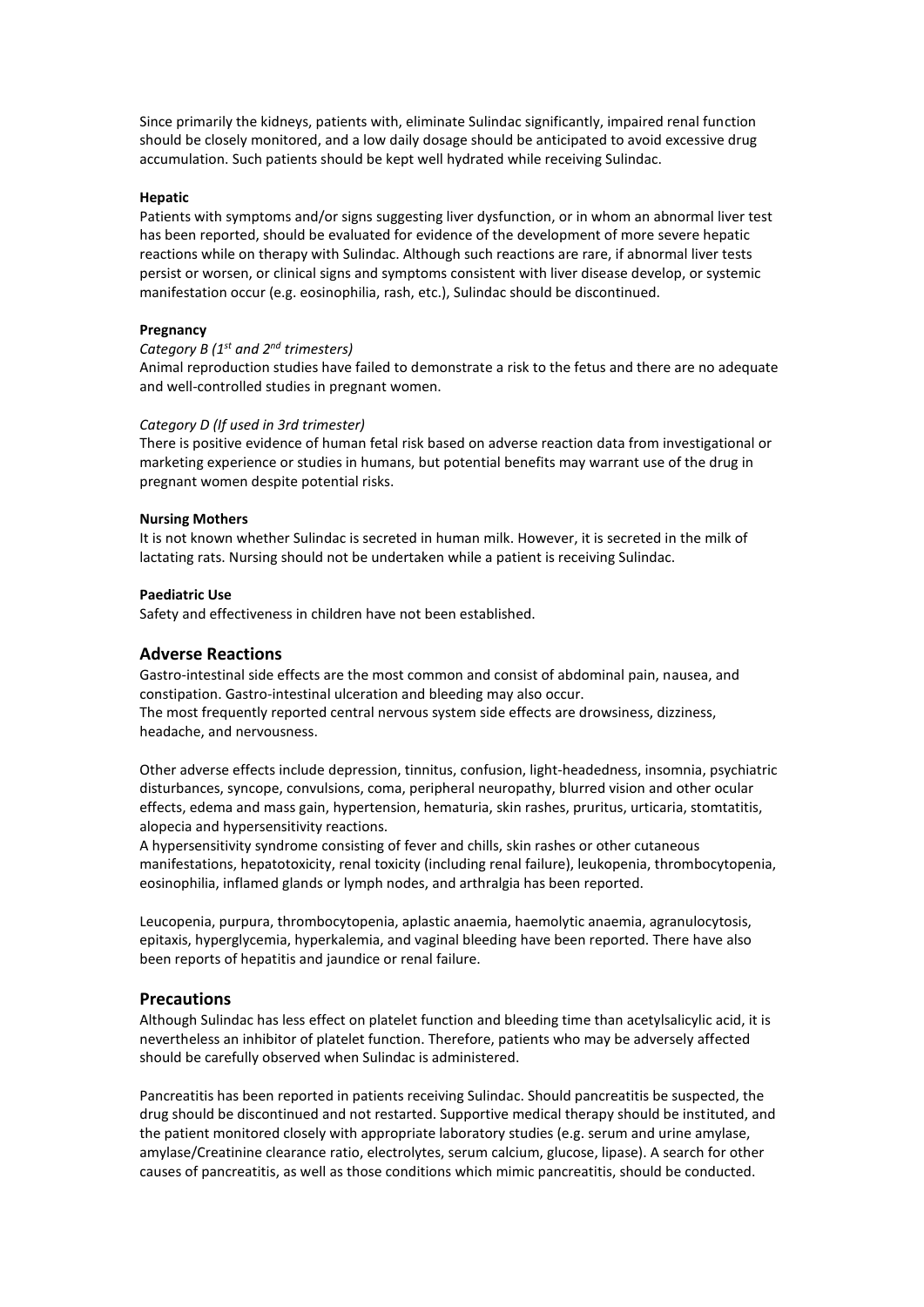Since primarily the kidneys, patients with, eliminate Sulindac significantly, impaired renal function should be closely monitored, and a low daily dosage should be anticipated to avoid excessive drug accumulation. Such patients should be kept well hydrated while receiving Sulindac.

**Hepatic**

Patients with symptoms and/or signs suggesting liver dysfunction, or in whom an abnormal liver test has been reported, should be evaluated for evidence of the development of more severe hepatic reactions while on therapy with Sulindac. Although such reactions are rare, if abnormal liver tests persist or worsen, or clinical signs and symptoms consistent with liver disease develop, or systemic manifestation occur (e.g. eosinophilia, rash, etc.), Sulindac should be discontinued.

**Pregnancy**

*Category B (1st and 2nd trimesters)*

Animal reproduction studies have failed to demonstrate a risk to the fetus and there are no adequate and well-controlled studies in pregnant women.

*Category D (If used in 3rd trimester)*

There is positive evidence of human fetal risk based on adverse reaction data from investigational or marketing experience or studies in humans, but potential benefits may warrant use of the drug in pregnant women despite potential risks.

**Nursing Mothers**

It is not known whether Sulindac is secreted in human milk. However, it is secreted in the milk of lactating rats. Nursing should not be undertaken while a patient is receiving Sulindac.

**Paediatric Use**

Safety and effectiveness in children have not been established.

## Adverse Reactions

Gastro-intestinal side effects are the most common and consist of abdominal pain, nausea, and constipation. Gastro-intestinal ulceration and bleeding may also occur.
The most frequently reported central nervous system side effects are drowsiness, dizziness, headache, and nervousness.

Other adverse effects include depression, tinnitus, confusion, light-headedness, insomnia, psychiatric disturbances, syncope, convulsions, coma, peripheral neuropathy, blurred vision and other ocular effects, edema and mass gain, hypertension, hematuria, skin rashes, pruritus, urticaria, stomtatitis, alopecia and hypersensitivity reactions.
A hypersensitivity syndrome consisting of fever and chills, skin rashes or other cutaneous manifestations, hepatotoxicity, renal toxicity (including renal failure), leukopenia, thrombocytopenia, eosinophilia, inflamed glands or lymph nodes, and arthralgia has been reported.

Leucopenia, purpura, thrombocytopenia, aplastic anaemia, haemolytic anaemia, agranulocytosis, epitaxis, hyperglycemia, hyperkalemia, and vaginal bleeding have been reported. There have also been reports of hepatitis and jaundice or renal failure.

## Precautions

Although Sulindac has less effect on platelet function and bleeding time than acetylsalicylic acid, it is nevertheless an inhibitor of platelet function. Therefore, patients who may be adversely affected should be carefully observed when Sulindac is administered.

Pancreatitis has been reported in patients receiving Sulindac. Should pancreatitis be suspected, the drug should be discontinued and not restarted. Supportive medical therapy should be instituted, and the patient monitored closely with appropriate laboratory studies (e.g. serum and urine amylase, amylase/Creatinine clearance ratio, electrolytes, serum calcium, glucose, lipase). A search for other causes of pancreatitis, as well as those conditions which mimic pancreatitis, should be conducted.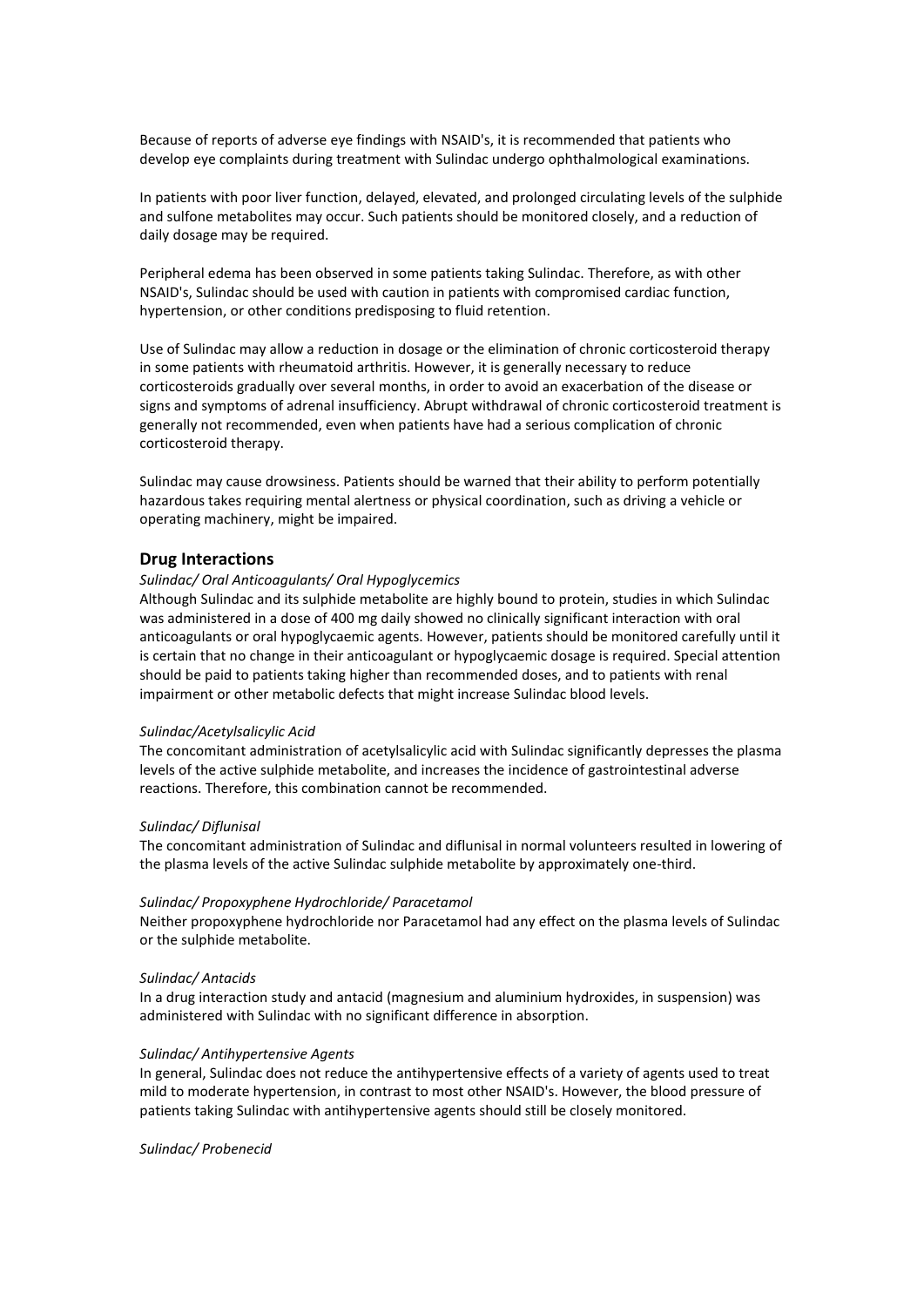Because of reports of adverse eye findings with NSAID's, it is recommended that patients who develop eye complaints during treatment with Sulindac undergo ophthalmological examinations.

In patients with poor liver function, delayed, elevated, and prolonged circulating levels of the sulphide and sulfone metabolites may occur. Such patients should be monitored closely, and a reduction of daily dosage may be required.

Peripheral edema has been observed in some patients taking Sulindac. Therefore, as with other NSAID's, Sulindac should be used with caution in patients with compromised cardiac function, hypertension, or other conditions predisposing to fluid retention.

Use of Sulindac may allow a reduction in dosage or the elimination of chronic corticosteroid therapy in some patients with rheumatoid arthritis. However, it is generally necessary to reduce corticosteroids gradually over several months, in order to avoid an exacerbation of the disease or signs and symptoms of adrenal insufficiency. Abrupt withdrawal of chronic corticosteroid treatment is generally not recommended, even when patients have had a serious complication of chronic corticosteroid therapy.

Sulindac may cause drowsiness. Patients should be warned that their ability to perform potentially hazardous takes requiring mental alertness or physical coordination, such as driving a vehicle or operating machinery, might be impaired.

## Drug Interactions

*Sulindac/ Oral Anticoagulants/ Oral Hypoglycemics*

Although Sulindac and its sulphide metabolite are highly bound to protein, studies in which Sulindac was administered in a dose of 400 mg daily showed no clinically significant interaction with oral anticoagulants or oral hypoglycaemic agents. However, patients should be monitored carefully until it is certain that no change in their anticoagulant or hypoglycaemic dosage is required. Special attention should be paid to patients taking higher than recommended doses, and to patients with renal impairment or other metabolic defects that might increase Sulindac blood levels.

*Sulindac/Acetylsalicylic Acid*

The concomitant administration of acetylsalicylic acid with Sulindac significantly depresses the plasma levels of the active sulphide metabolite, and increases the incidence of gastrointestinal adverse reactions. Therefore, this combination cannot be recommended.

*Sulindac/ Diflunisal*

The concomitant administration of Sulindac and diflunisal in normal volunteers resulted in lowering of the plasma levels of the active Sulindac sulphide metabolite by approximately one-third.

*Sulindac/ Propoxyphene Hydrochloride/ Paracetamol*

Neither propoxyphene hydrochloride nor Paracetamol had any effect on the plasma levels of Sulindac or the sulphide metabolite.

*Sulindac/ Antacids*

In a drug interaction study and antacid (magnesium and aluminium hydroxides, in suspension) was administered with Sulindac with no significant difference in absorption.

*Sulindac/ Antihypertensive Agents*

In general, Sulindac does not reduce the antihypertensive effects of a variety of agents used to treat mild to moderate hypertension, in contrast to most other NSAID's. However, the blood pressure of patients taking Sulindac with antihypertensive agents should still be closely monitored.

*Sulindac/ Probenecid*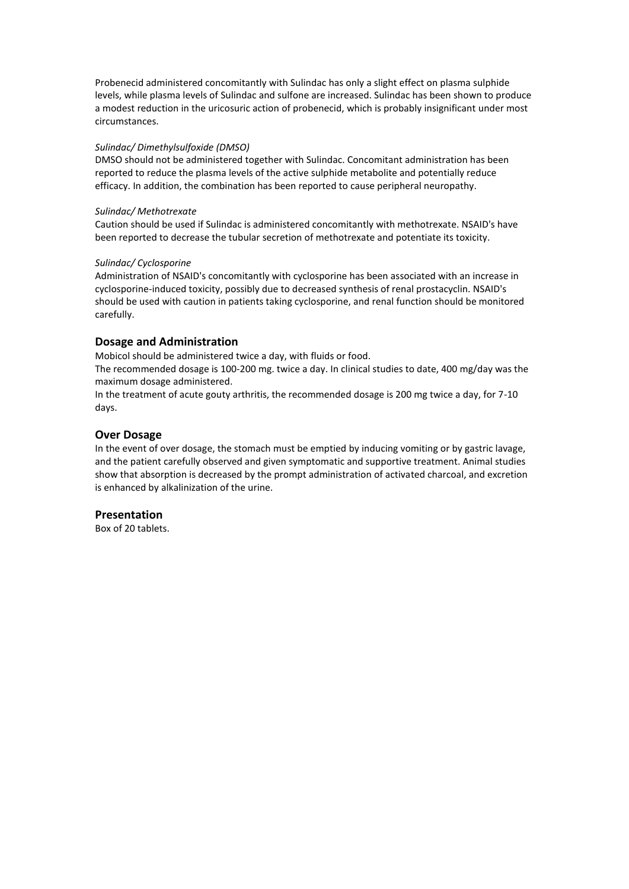Probenecid administered concomitantly with Sulindac has only a slight effect on plasma sulphide levels, while plasma levels of Sulindac and sulfone are increased. Sulindac has been shown to produce a modest reduction in the uricosuric action of probenecid, which is probably insignificant under most circumstances.

*Sulindac/ Dimethylsulfoxide (DMSO)*

DMSO should not be administered together with Sulindac. Concomitant administration has been reported to reduce the plasma levels of the active sulphide metabolite and potentially reduce efficacy. In addition, the combination has been reported to cause peripheral neuropathy.

*Sulindac/ Methotrexate*

Caution should be used if Sulindac is administered concomitantly with methotrexate. NSAID's have been reported to decrease the tubular secretion of methotrexate and potentiate its toxicity.

*Sulindac/ Cyclosporine*

Administration of NSAID's concomitantly with cyclosporine has been associated with an increase in cyclosporine-induced toxicity, possibly due to decreased synthesis of renal prostacyclin. NSAID's should be used with caution in patients taking cyclosporine, and renal function should be monitored carefully.

## Dosage and Administration

Mobicol should be administered twice a day, with fluids or food.

The recommended dosage is 100-200 mg. twice a day. In clinical studies to date, 400 mg/day was the maximum dosage administered.

In the treatment of acute gouty arthritis, the recommended dosage is 200 mg twice a day, for 7-10 days.

## Over Dosage

In the event of over dosage, the stomach must be emptied by inducing vomiting or by gastric lavage, and the patient carefully observed and given symptomatic and supportive treatment. Animal studies show that absorption is decreased by the prompt administration of activated charcoal, and excretion is enhanced by alkalinization of the urine.

## Presentation

Box of 20 tablets.